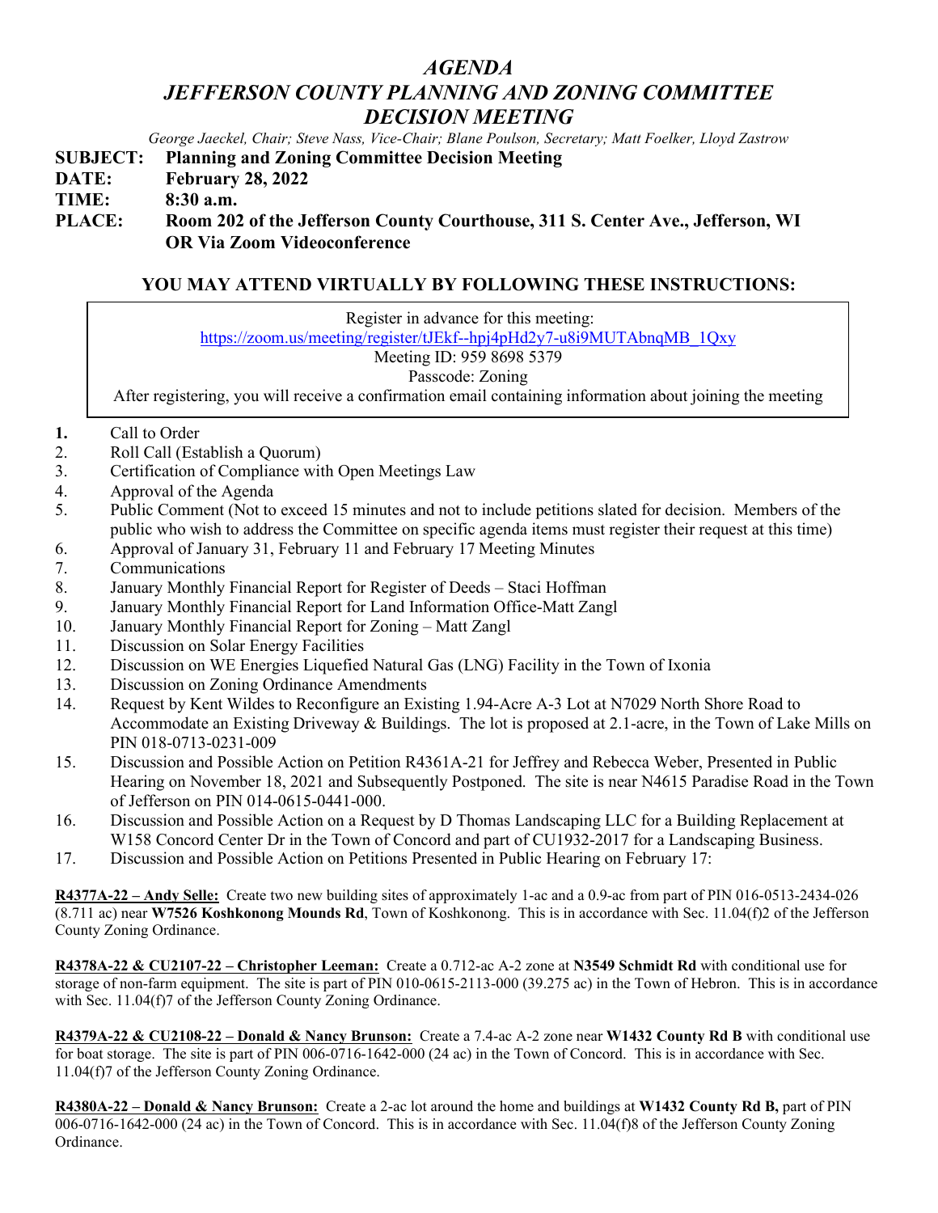# *AGENDA*
# *JEFFERSON COUNTY PLANNING AND ZONING COMMITTEE*
# *DECISION MEETING*

*George Jaeckel, Chair; Steve Nass, Vice-Chair; Blane Poulson, Secretary; Matt Foelker, Lloyd Zastrow*

**SUBJECT: Planning and Zoning Committee Decision Meeting**
**DATE: February 28, 2022**
**TIME: 8:30 a.m.**
**PLACE: Room 202 of the Jefferson County Courthouse, 311 S. Center Ave., Jefferson, WI OR Via Zoom Videoconference**

## YOU MAY ATTEND VIRTUALLY BY FOLLOWING THESE INSTRUCTIONS:

Register in advance for this meeting:
https://zoom.us/meeting/register/tJEkf--hpj4pHd2y7-u8i9MUTAbnqMB_1Qxy
Meeting ID: 959 8698 5379
Passcode: Zoning
After registering, you will receive a confirmation email containing information about joining the meeting

1. Call to Order
2. Roll Call (Establish a Quorum)
3. Certification of Compliance with Open Meetings Law
4. Approval of the Agenda
5. Public Comment (Not to exceed 15 minutes and not to include petitions slated for decision. Members of the public who wish to address the Committee on specific agenda items must register their request at this time)
6. Approval of January 31, February 11 and February 17 Meeting Minutes
7. Communications
8. January Monthly Financial Report for Register of Deeds – Staci Hoffman
9. January Monthly Financial Report for Land Information Office-Matt Zangl
10. January Monthly Financial Report for Zoning – Matt Zangl
11. Discussion on Solar Energy Facilities
12. Discussion on WE Energies Liquefied Natural Gas (LNG) Facility in the Town of Ixonia
13. Discussion on Zoning Ordinance Amendments
14. Request by Kent Wildes to Reconfigure an Existing 1.94-Acre A-3 Lot at N7029 North Shore Road to Accommodate an Existing Driveway & Buildings. The lot is proposed at 2.1-acre, in the Town of Lake Mills on PIN 018-0713-0231-009
15. Discussion and Possible Action on Petition R4361A-21 for Jeffrey and Rebecca Weber, Presented in Public Hearing on November 18, 2021 and Subsequently Postponed. The site is near N4615 Paradise Road in the Town of Jefferson on PIN 014-0615-0441-000.
16. Discussion and Possible Action on a Request by D Thomas Landscaping LLC for a Building Replacement at W158 Concord Center Dr in the Town of Concord and part of CU1932-2017 for a Landscaping Business.
17. Discussion and Possible Action on Petitions Presented in Public Hearing on February 17:

**R4377A-22 – Andy Selle:** Create two new building sites of approximately 1-ac and a 0.9-ac from part of PIN 016-0513-2434-026 (8.711 ac) near **W7526 Koshkonong Mounds Rd**, Town of Koshkonong. This is in accordance with Sec. 11.04(f)2 of the Jefferson County Zoning Ordinance.

**R4378A-22 & CU2107-22 – Christopher Leeman:** Create a 0.712-ac A-2 zone at **N3549 Schmidt Rd** with conditional use for storage of non-farm equipment. The site is part of PIN 010-0615-2113-000 (39.275 ac) in the Town of Hebron. This is in accordance with Sec. 11.04(f)7 of the Jefferson County Zoning Ordinance.

**R4379A-22 & CU2108-22 – Donald & Nancy Brunson:** Create a 7.4-ac A-2 zone near **W1432 County Rd B** with conditional use for boat storage. The site is part of PIN 006-0716-1642-000 (24 ac) in the Town of Concord. This is in accordance with Sec. 11.04(f)7 of the Jefferson County Zoning Ordinance.

**R4380A-22 – Donald & Nancy Brunson:** Create a 2-ac lot around the home and buildings at **W1432 County Rd B,** part of PIN 006-0716-1642-000 (24 ac) in the Town of Concord. This is in accordance with Sec. 11.04(f)8 of the Jefferson County Zoning Ordinance.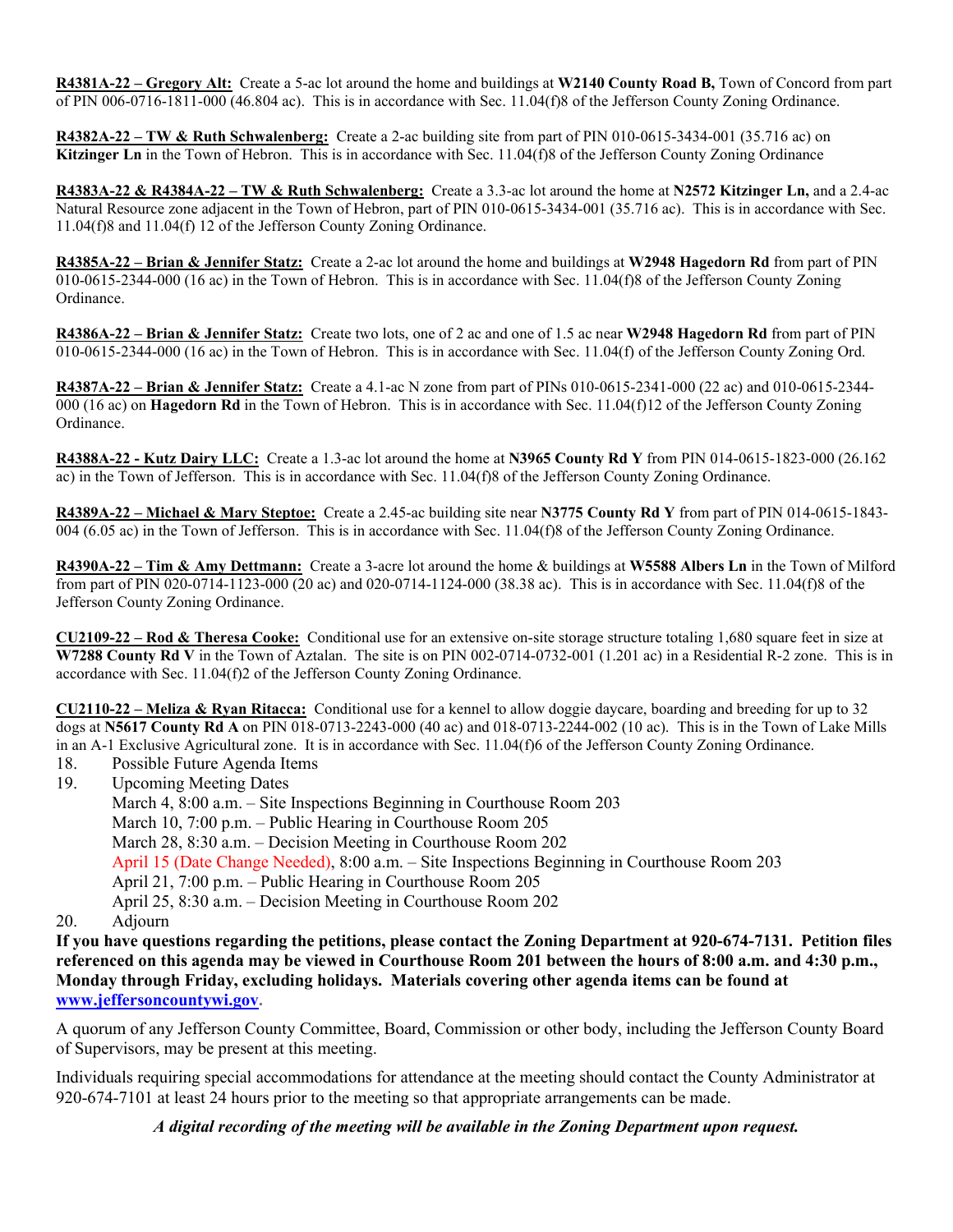**R4381A-22 – Gregory Alt:** Create a 5-ac lot around the home and buildings at **W2140 County Road B,** Town of Concord from part of PIN 006-0716-1811-000 (46.804 ac). This is in accordance with Sec. 11.04(f)8 of the Jefferson County Zoning Ordinance.

**R4382A-22 – TW & Ruth Schwalenberg:** Create a 2-ac building site from part of PIN 010-0615-3434-001 (35.716 ac) on **Kitzinger Ln** in the Town of Hebron. This is in accordance with Sec. 11.04(f)8 of the Jefferson County Zoning Ordinance

**R4383A-22 & R4384A-22 – TW & Ruth Schwalenberg:** Create a 3.3-ac lot around the home at **N2572 Kitzinger Ln,** and a 2.4-ac Natural Resource zone adjacent in the Town of Hebron, part of PIN 010-0615-3434-001 (35.716 ac). This is in accordance with Sec. 11.04(f)8 and 11.04(f) 12 of the Jefferson County Zoning Ordinance.

**R4385A-22 – Brian & Jennifer Statz:** Create a 2-ac lot around the home and buildings at **W2948 Hagedorn Rd** from part of PIN 010-0615-2344-000 (16 ac) in the Town of Hebron. This is in accordance with Sec. 11.04(f)8 of the Jefferson County Zoning Ordinance.

**R4386A-22 – Brian & Jennifer Statz:** Create two lots, one of 2 ac and one of 1.5 ac near **W2948 Hagedorn Rd** from part of PIN 010-0615-2344-000 (16 ac) in the Town of Hebron. This is in accordance with Sec. 11.04(f) of the Jefferson County Zoning Ord.

**R4387A-22 – Brian & Jennifer Statz:** Create a 4.1-ac N zone from part of PINs 010-0615-2341-000 (22 ac) and 010-0615-2344-000 (16 ac) on **Hagedorn Rd** in the Town of Hebron. This is in accordance with Sec. 11.04(f)12 of the Jefferson County Zoning Ordinance.

**R4388A-22 - Kutz Dairy LLC:** Create a 1.3-ac lot around the home at **N3965 County Rd Y** from PIN 014-0615-1823-000 (26.162 ac) in the Town of Jefferson. This is in accordance with Sec. 11.04(f)8 of the Jefferson County Zoning Ordinance.

**R4389A-22 – Michael & Mary Steptoe:** Create a 2.45-ac building site near **N3775 County Rd Y** from part of PIN 014-0615-1843-004 (6.05 ac) in the Town of Jefferson. This is in accordance with Sec. 11.04(f)8 of the Jefferson County Zoning Ordinance.

**R4390A-22 – Tim & Amy Dettmann:** Create a 3-acre lot around the home & buildings at **W5588 Albers Ln** in the Town of Milford from part of PIN 020-0714-1123-000 (20 ac) and 020-0714-1124-000 (38.38 ac). This is in accordance with Sec. 11.04(f)8 of the Jefferson County Zoning Ordinance.

**CU2109-22 – Rod & Theresa Cooke:** Conditional use for an extensive on-site storage structure totaling 1,680 square feet in size at **W7288 County Rd V** in the Town of Aztalan. The site is on PIN 002-0714-0732-001 (1.201 ac) in a Residential R-2 zone. This is in accordance with Sec. 11.04(f)2 of the Jefferson County Zoning Ordinance.

**CU2110-22 – Meliza & Ryan Ritacca:** Conditional use for a kennel to allow doggie daycare, boarding and breeding for up to 32 dogs at **N5617 County Rd A** on PIN 018-0713-2243-000 (40 ac) and 018-0713-2244-002 (10 ac). This is in the Town of Lake Mills in an A-1 Exclusive Agricultural zone. It is in accordance with Sec. 11.04(f)6 of the Jefferson County Zoning Ordinance.

18. Possible Future Agenda Items
19. Upcoming Meeting Dates
    March 4, 8:00 a.m. – Site Inspections Beginning in Courthouse Room 203
    March 10, 7:00 p.m. – Public Hearing in Courthouse Room 205
    March 28, 8:30 a.m. – Decision Meeting in Courthouse Room 202
    April 15 (Date Change Needed), 8:00 a.m. – Site Inspections Beginning in Courthouse Room 203
    April 21, 7:00 p.m. – Public Hearing in Courthouse Room 205
    April 25, 8:30 a.m. – Decision Meeting in Courthouse Room 202
20. Adjourn

**If you have questions regarding the petitions, please contact the Zoning Department at 920-674-7131. Petition files referenced on this agenda may be viewed in Courthouse Room 201 between the hours of 8:00 a.m. and 4:30 p.m., Monday through Friday, excluding holidays. Materials covering other agenda items can be found at www.jeffersoncountywi.gov.**

A quorum of any Jefferson County Committee, Board, Commission or other body, including the Jefferson County Board of Supervisors, may be present at this meeting.

Individuals requiring special accommodations for attendance at the meeting should contact the County Administrator at 920-674-7101 at least 24 hours prior to the meeting so that appropriate arrangements can be made.

***A digital recording of the meeting will be available in the Zoning Department upon request.***